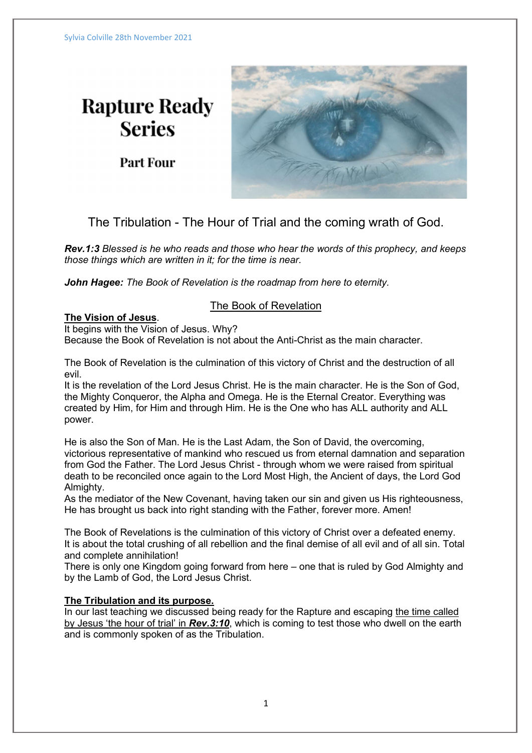Sylvia Colville 28th November 2021

# Rapture Ready Series

## Part Four

## The Tribulation - The Hour of Trial and the coming wrath of God.

***Rev.1:3*** *Blessed is he who reads and those who hear the words of this prophecy, and keeps those things which are written in it; for the time is near.*

***John Hagee:*** *The Book of Revelation is the roadmap from here to eternity.*

### The Book of Revelation

**The Vision of Jesus**.

It begins with the Vision of Jesus. Why?
Because the Book of Revelation is not about the Anti-Christ as the main character.

The Book of Revelation is the culmination of this victory of Christ and the destruction of all evil.
It is the revelation of the Lord Jesus Christ. He is the main character. He is the Son of God, the Mighty Conqueror, the Alpha and Omega. He is the Eternal Creator. Everything was created by Him, for Him and through Him. He is the One who has ALL authority and ALL power.

He is also the Son of Man. He is the Last Adam, the Son of David, the overcoming, victorious representative of mankind who rescued us from eternal damnation and separation from God the Father. The Lord Jesus Christ - through whom we were raised from spiritual death to be reconciled once again to the Lord Most High, the Ancient of days, the Lord God Almighty.
As the mediator of the New Covenant, having taken our sin and given us His righteousness, He has brought us back into right standing with the Father, forever more. Amen!

The Book of Revelations is the culmination of this victory of Christ over a defeated enemy. It is about the total crushing of all rebellion and the final demise of all evil and of all sin. Total and complete annihilation!
There is only one Kingdom going forward from here – one that is ruled by God Almighty and by the Lamb of God, the Lord Jesus Christ.

**The Tribulation and its purpose.**

In our last teaching we discussed being ready for the Rapture and escaping the time called by Jesus 'the hour of trial' in ***Rev.3:10***, which is coming to test those who dwell on the earth and is commonly spoken of as the Tribulation.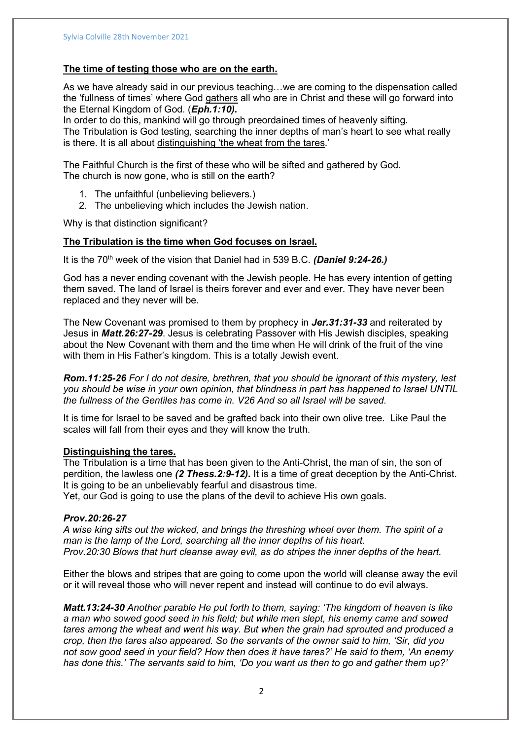**The time of testing those who are on the earth.**

As we have already said in our previous teaching…we are coming to the dispensation called the 'fullness of times' where God gathers all who are in Christ and these will go forward into the Eternal Kingdom of God. (***Eph.1:10).***
In order to do this, mankind will go through preordained times of heavenly sifting.
The Tribulation is God testing, searching the inner depths of man's heart to see what really is there. It is all about distinguishing 'the wheat from the tares.'

The Faithful Church is the first of these who will be sifted and gathered by God.
The church is now gone, who is still on the earth?

1. The unfaithful (unbelieving believers.)
2. The unbelieving which includes the Jewish nation.

Why is that distinction significant?

**The Tribulation is the time when God focuses on Israel.**

It is the 70th week of the vision that Daniel had in 539 B.C. ***(Daniel 9:24-26.)***

God has a never ending covenant with the Jewish people. He has every intention of getting them saved. The land of Israel is theirs forever and ever and ever. They have never been replaced and they never will be.

The New Covenant was promised to them by prophecy in ***Jer.31:31-33*** and reiterated by Jesus in ***Matt.26:27-29***. Jesus is celebrating Passover with His Jewish disciples, speaking about the New Covenant with them and the time when He will drink of the fruit of the vine with them in His Father's kingdom. This is a totally Jewish event.

***Rom.11:25-26*** *For I do not desire, brethren, that you should be ignorant of this mystery, lest you should be wise in your own opinion, that blindness in part has happened to Israel UNTIL the fullness of the Gentiles has come in. V26 And so all Israel will be saved.*

It is time for Israel to be saved and be grafted back into their own olive tree. Like Paul the scales will fall from their eyes and they will know the truth.

**Distinguishing the tares.**

The Tribulation is a time that has been given to the Anti-Christ, the man of sin, the son of perdition, the lawless one ***(2 Thess.2:9-12).*** It is a time of great deception by the Anti-Christ. It is going to be an unbelievably fearful and disastrous time.
Yet, our God is going to use the plans of the devil to achieve His own goals.

***Prov.20:26-27***
*A wise king sifts out the wicked, and brings the threshing wheel over them. The spirit of a man is the lamp of the Lord, searching all the inner depths of his heart.*
*Prov.20:30 Blows that hurt cleanse away evil, as do stripes the inner depths of the heart.*

Either the blows and stripes that are going to come upon the world will cleanse away the evil or it will reveal those who will never repent and instead will continue to do evil always.

***Matt.13:24-30*** *Another parable He put forth to them, saying: 'The kingdom of heaven is like a man who sowed good seed in his field; but while men slept, his enemy came and sowed tares among the wheat and went his way. But when the grain had sprouted and produced a crop, then the tares also appeared. So the servants of the owner said to him, 'Sir, did you not sow good seed in your field? How then does it have tares?' He said to them, 'An enemy has done this.' The servants said to him, 'Do you want us then to go and gather them up?'*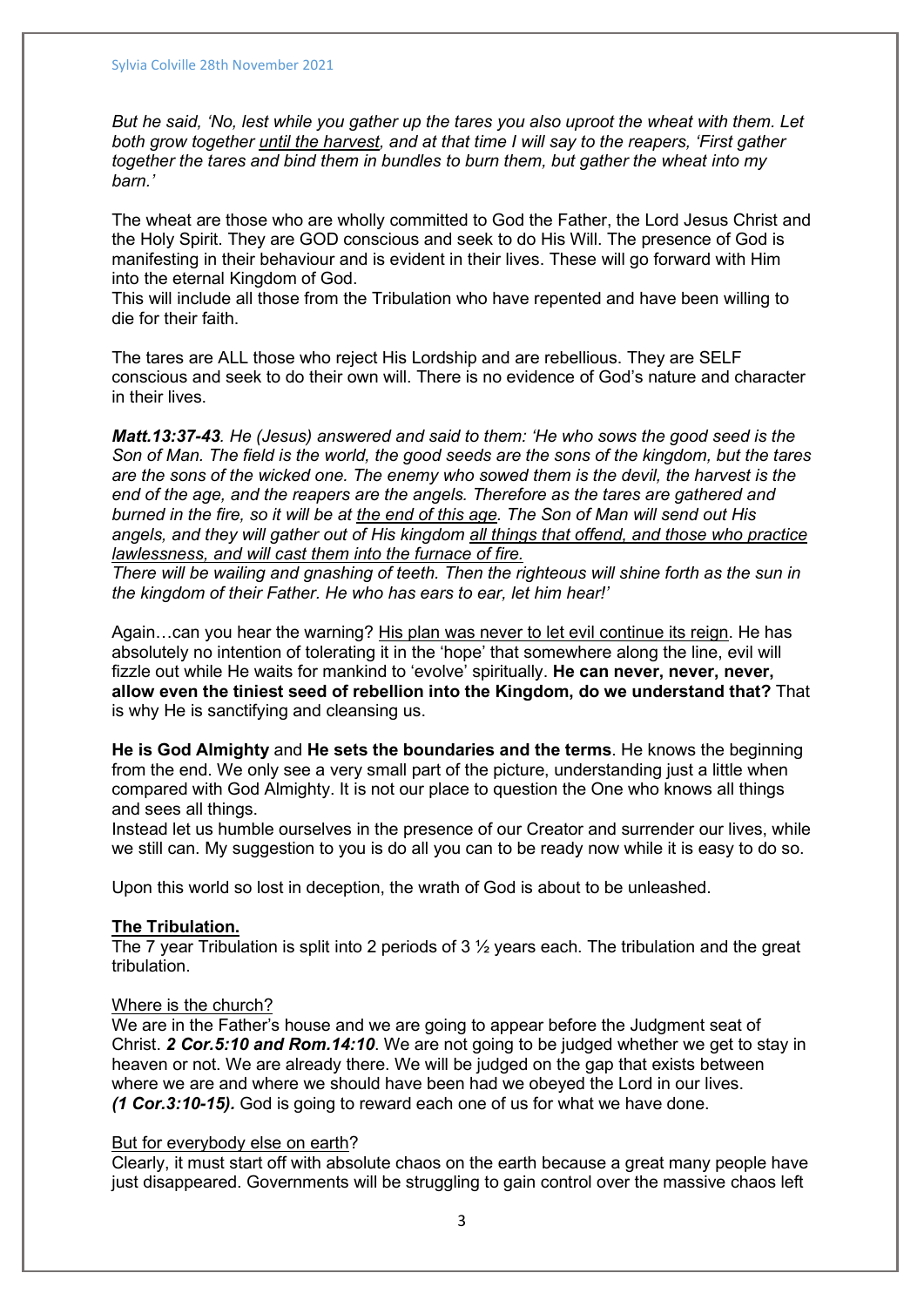*But he said, 'No, lest while you gather up the tares you also uproot the wheat with them. Let both grow together <u>until the harvest</u>, and at that time I will say to the reapers, 'First gather together the tares and bind them in bundles to burn them, but gather the wheat into my barn.'*

The wheat are those who are wholly committed to God the Father, the Lord Jesus Christ and the Holy Spirit. They are GOD conscious and seek to do His Will. The presence of God is manifesting in their behaviour and is evident in their lives. These will go forward with Him into the eternal Kingdom of God.
This will include all those from the Tribulation who have repented and have been willing to die for their faith.

The tares are ALL those who reject His Lordship and are rebellious. They are SELF conscious and seek to do their own will. There is no evidence of God's nature and character in their lives.

***Matt.13:37-43****. He (Jesus) answered and said to them: 'He who sows the good seed is the Son of Man. The field is the world, the good seeds are the sons of the kingdom, but the tares are the sons of the wicked one. The enemy who sowed them is the devil, the harvest is the end of the age, and the reapers are the angels. Therefore as the tares are gathered and burned in the fire, so it will be at <u>the end of this age</u>. The Son of Man will send out His angels, and they will gather out of His kingdom <u>all things that offend, and those who practice lawlessness, and will cast them into the furnace of fire.</u>*
*There will be wailing and gnashing of teeth. Then the righteous will shine forth as the sun in the kingdom of their Father. He who has ears to ear, let him hear!'*

Again…can you hear the warning? <u>His plan was never to let evil continue its reign</u>. He has absolutely no intention of tolerating it in the 'hope' that somewhere along the line, evil will fizzle out while He waits for mankind to 'evolve' spiritually. **He can never, never, never, allow even the tiniest seed of rebellion into the Kingdom, do we understand that?** That is why He is sanctifying and cleansing us.

**He is God Almighty** and **He sets the boundaries and the terms**. He knows the beginning from the end. We only see a very small part of the picture, understanding just a little when compared with God Almighty. It is not our place to question the One who knows all things and sees all things.
Instead let us humble ourselves in the presence of our Creator and surrender our lives, while we still can. My suggestion to you is do all you can to be ready now while it is easy to do so.

Upon this world so lost in deception, the wrath of God is about to be unleashed.

## <u>The Tribulation.</u>

The 7 year Tribulation is split into 2 periods of 3 ½ years each. The tribulation and the great tribulation.

<u>Where is the church?</u>

We are in the Father's house and we are going to appear before the Judgment seat of Christ. ***2 Cor.5:10 and Rom.14:10***. We are not going to be judged whether we get to stay in heaven or not. We are already there. We will be judged on the gap that exists between where we are and where we should have been had we obeyed the Lord in our lives. ***(1 Cor.3:10-15).*** God is going to reward each one of us for what we have done.

<u>But for everybody else on earth</u>?

Clearly, it must start off with absolute chaos on the earth because a great many people have just disappeared. Governments will be struggling to gain control over the massive chaos left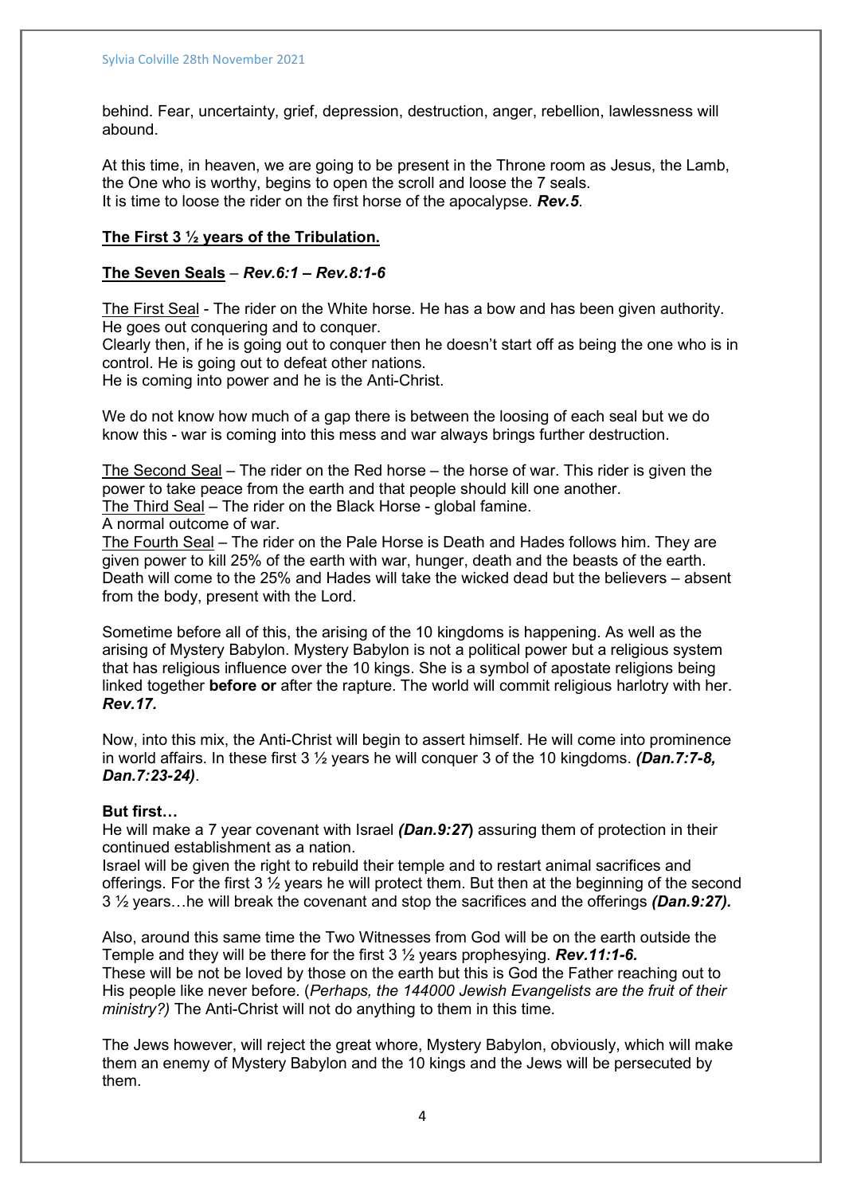behind. Fear, uncertainty, grief, depression, destruction, anger, rebellion, lawlessness will abound.

At this time, in heaven, we are going to be present in the Throne room as Jesus, the Lamb, the One who is worthy, begins to open the scroll and loose the 7 seals.
It is time to loose the rider on the first horse of the apocalypse. ***Rev.5***.

## <u>The First 3 ½ years of the Tribulation.</u>

### <u>The Seven Seals</u> – *Rev.6:1 – Rev.8:1-6*

<u>The First Seal</u> - The rider on the White horse. He has a bow and has been given authority. He goes out conquering and to conquer.
Clearly then, if he is going out to conquer then he doesn't start off as being the one who is in control. He is going out to defeat other nations.
He is coming into power and he is the Anti-Christ.

We do not know how much of a gap there is between the loosing of each seal but we do know this - war is coming into this mess and war always brings further destruction.

<u>The Second Seal</u> – The rider on the Red horse – the horse of war. This rider is given the power to take peace from the earth and that people should kill one another.
<u>The Third Seal</u> – The rider on the Black Horse - global famine.
A normal outcome of war.
<u>The Fourth Seal</u> – The rider on the Pale Horse is Death and Hades follows him. They are given power to kill 25% of the earth with war, hunger, death and the beasts of the earth. Death will come to the 25% and Hades will take the wicked dead but the believers – absent from the body, present with the Lord.

Sometime before all of this, the arising of the 10 kingdoms is happening. As well as the arising of Mystery Babylon. Mystery Babylon is not a political power but a religious system that has religious influence over the 10 kings. She is a symbol of apostate religions being linked together **before or** after the rapture. The world will commit religious harlotry with her. ***Rev.17.***

Now, into this mix, the Anti-Christ will begin to assert himself. He will come into prominence in world affairs. In these first 3 ½ years he will conquer 3 of the 10 kingdoms. ***(Dan.7:7-8, Dan.7:23-24)***.

**But first…**
He will make a 7 year covenant with Israel ***(Dan.9:27)*** assuring them of protection in their continued establishment as a nation.
Israel will be given the right to rebuild their temple and to restart animal sacrifices and offerings. For the first 3 ½ years he will protect them. But then at the beginning of the second 3 ½ years…he will break the covenant and stop the sacrifices and the offerings ***(Dan.9:27).***

Also, around this same time the Two Witnesses from God will be on the earth outside the Temple and they will be there for the first 3 ½ years prophesying. ***Rev.11:1-6.***
These will be not be loved by those on the earth but this is God the Father reaching out to His people like never before. (*Perhaps, the 144000 Jewish Evangelists are the fruit of their ministry?)* The Anti-Christ will not do anything to them in this time.

The Jews however, will reject the great whore, Mystery Babylon, obviously, which will make them an enemy of Mystery Babylon and the 10 kings and the Jews will be persecuted by them.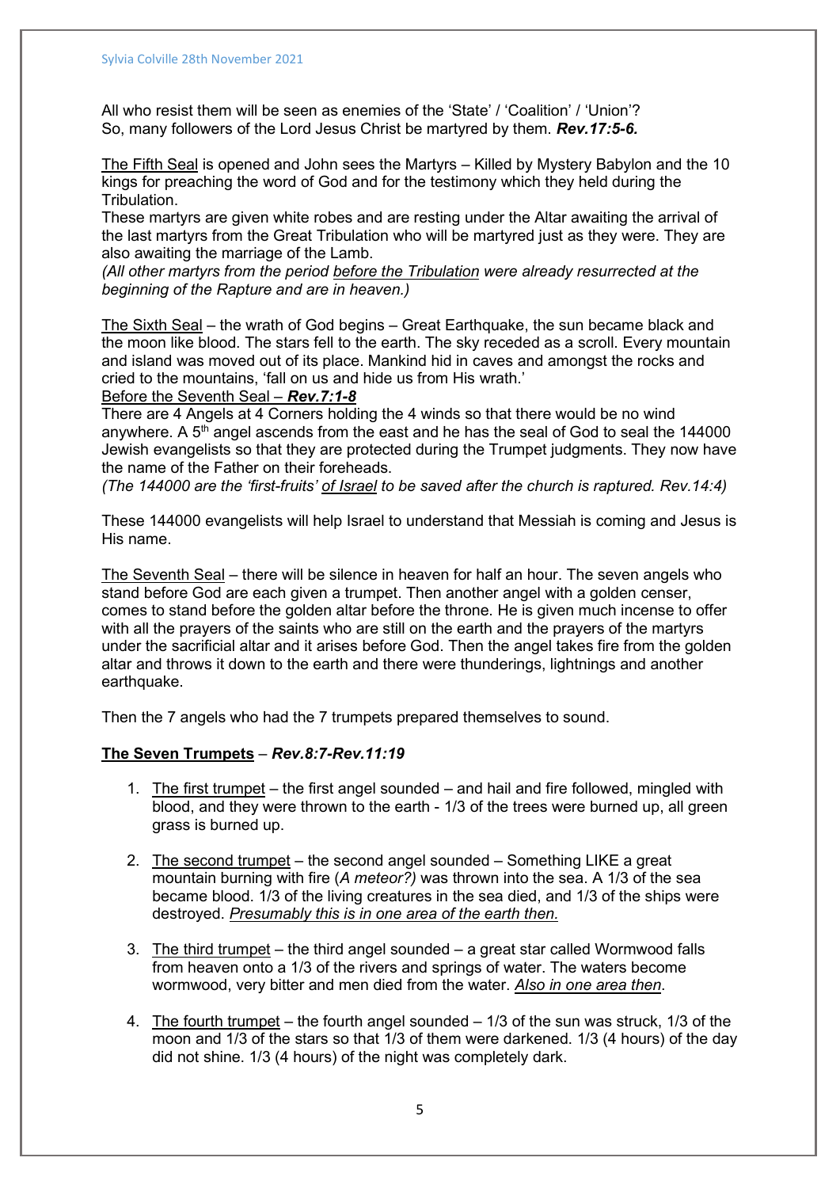All who resist them will be seen as enemies of the 'State' / 'Coalition' / 'Union'?
So, many followers of the Lord Jesus Christ be martyred by them. ***Rev.17:5-6.***

<u>The Fifth Seal</u> is opened and John sees the Martyrs – Killed by Mystery Babylon and the 10 kings for preaching the word of God and for the testimony which they held during the Tribulation.
These martyrs are given white robes and are resting under the Altar awaiting the arrival of the last martyrs from the Great Tribulation who will be martyred just as they were. They are also awaiting the marriage of the Lamb.
*(All other martyrs from the period <u>before the Tribulation</u> were already resurrected at the beginning of the Rapture and are in heaven.)*

<u>The Sixth Seal</u> – the wrath of God begins – Great Earthquake, the sun became black and the moon like blood. The stars fell to the earth. The sky receded as a scroll. Every mountain and island was moved out of its place. Mankind hid in caves and amongst the rocks and cried to the mountains, 'fall on us and hide us from His wrath.'
<u>Before the Seventh Seal – ***Rev.7:1-8***</u>
There are 4 Angels at 4 Corners holding the 4 winds so that there would be no wind anywhere. A 5th angel ascends from the east and he has the seal of God to seal the 144000 Jewish evangelists so that they are protected during the Trumpet judgments. They now have the name of the Father on their foreheads.
*(The 144000 are the 'first-fruits' <u>of Israel</u> to be saved after the church is raptured. Rev.14:4)*

These 144000 evangelists will help Israel to understand that Messiah is coming and Jesus is His name.

<u>The Seventh Seal</u> – there will be silence in heaven for half an hour. The seven angels who stand before God are each given a trumpet. Then another angel with a golden censer, comes to stand before the golden altar before the throne. He is given much incense to offer with all the prayers of the saints who are still on the earth and the prayers of the martyrs under the sacrificial altar and it arises before God. Then the angel takes fire from the golden altar and throws it down to the earth and there were thunderings, lightnings and another earthquake.

Then the 7 angels who had the 7 trumpets prepared themselves to sound.

**<u>The Seven Trumpets</u>** – ***Rev.8:7-Rev.11:19***

1. <u>The first trumpet</u> – the first angel sounded – and hail and fire followed, mingled with blood, and they were thrown to the earth - 1/3 of the trees were burned up, all green grass is burned up.

2. <u>The second trumpet</u> – the second angel sounded – Something LIKE a great mountain burning with fire (*A meteor?)* was thrown into the sea. A 1/3 of the sea became blood. 1/3 of the living creatures in the sea died, and 1/3 of the ships were destroyed. *<u>Presumably this is in one area of the earth then.</u>*

3. <u>The third trumpet</u> – the third angel sounded – a great star called Wormwood falls from heaven onto a 1/3 of the rivers and springs of water. The waters become wormwood, very bitter and men died from the water. *<u>Also in one area then</u>*.

4. <u>The fourth trumpet</u> – the fourth angel sounded – 1/3 of the sun was struck, 1/3 of the moon and 1/3 of the stars so that 1/3 of them were darkened. 1/3 (4 hours) of the day did not shine. 1/3 (4 hours) of the night was completely dark.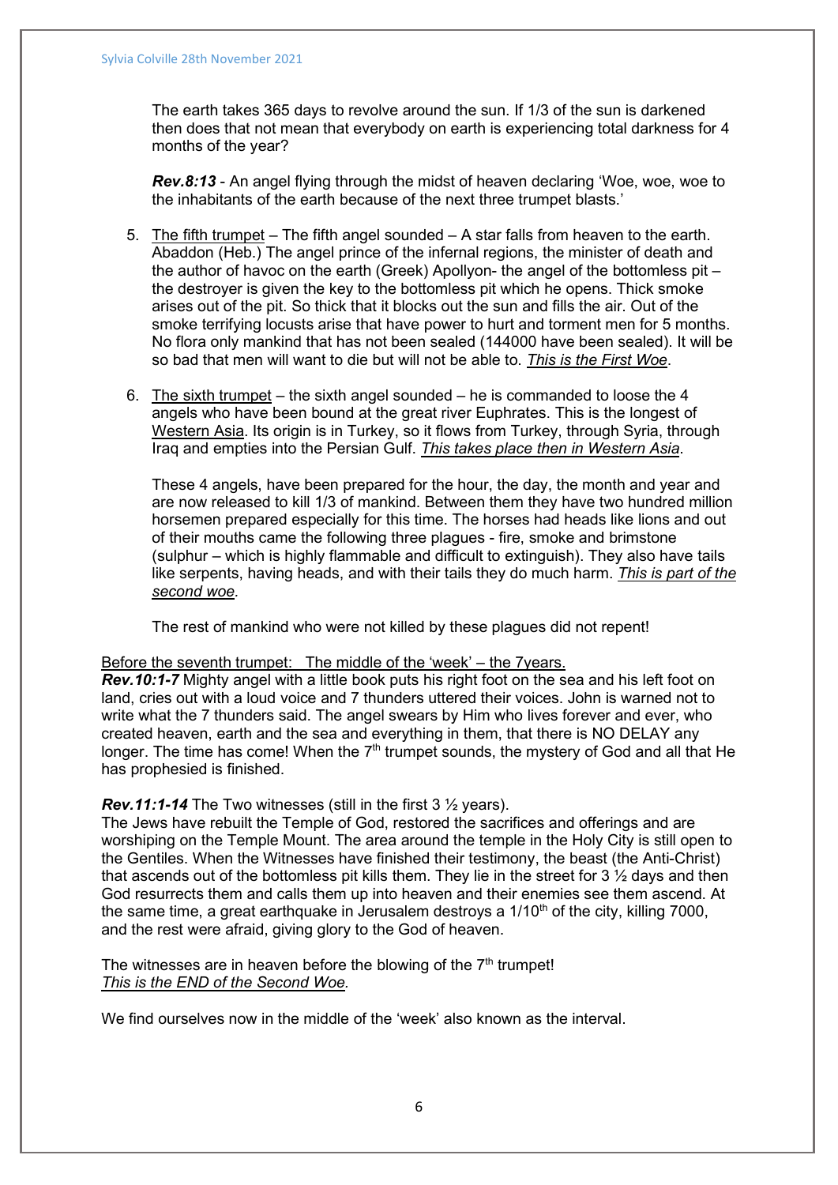The earth takes 365 days to revolve around the sun. If 1/3 of the sun is darkened then does that not mean that everybody on earth is experiencing total darkness for 4 months of the year?

***Rev.8:13*** - An angel flying through the midst of heaven declaring 'Woe, woe, woe to the inhabitants of the earth because of the next three trumpet blasts.'

5. <u>The fifth trumpet</u> – The fifth angel sounded – A star falls from heaven to the earth. Abaddon (Heb.) The angel prince of the infernal regions, the minister of death and the author of havoc on the earth (Greek) Apollyon- the angel of the bottomless pit – the destroyer is given the key to the bottomless pit which he opens. Thick smoke arises out of the pit. So thick that it blocks out the sun and fills the air. Out of the smoke terrifying locusts arise that have power to hurt and torment men for 5 months. No flora only mankind that has not been sealed (144000 have been sealed). It will be so bad that men will want to die but will not be able to. <u>*This is the First Woe*</u>.

6. <u>The sixth trumpet</u> – the sixth angel sounded – he is commanded to loose the 4 angels who have been bound at the great river Euphrates. This is the longest of <u>Western Asia</u>. Its origin is in Turkey, so it flows from Turkey, through Syria, through Iraq and empties into the Persian Gulf. <u>*This takes place then in Western Asia*</u>.

   These 4 angels, have been prepared for the hour, the day, the month and year and are now released to kill 1/3 of mankind. Between them they have two hundred million horsemen prepared especially for this time. The horses had heads like lions and out of their mouths came the following three plagues - fire, smoke and brimstone (sulphur – which is highly flammable and difficult to extinguish). They also have tails like serpents, having heads, and with their tails they do much harm. <u>*This is part of the second woe*</u>.

   The rest of mankind who were not killed by these plagues did not repent!

<u>Before the seventh trumpet: The middle of the 'week' – the 7years.</u>
***Rev.10:1-7*** Mighty angel with a little book puts his right foot on the sea and his left foot on land, cries out with a loud voice and 7 thunders uttered their voices. John is warned not to write what the 7 thunders said. The angel swears by Him who lives forever and ever, who created heaven, earth and the sea and everything in them, that there is NO DELAY any longer. The time has come! When the 7th trumpet sounds, the mystery of God and all that He has prophesied is finished.

***Rev.11:1-14*** The Two witnesses (still in the first 3 ½ years).
The Jews have rebuilt the Temple of God, restored the sacrifices and offerings and are worshiping on the Temple Mount. The area around the temple in the Holy City is still open to the Gentiles. When the Witnesses have finished their testimony, the beast (the Anti-Christ) that ascends out of the bottomless pit kills them. They lie in the street for 3 ½ days and then God resurrects them and calls them up into heaven and their enemies see them ascend. At the same time, a great earthquake in Jerusalem destroys a 1/10th of the city, killing 7000, and the rest were afraid, giving glory to the God of heaven.

The witnesses are in heaven before the blowing of the 7th trumpet!
<u>*This is the END of the Second Woe.*</u>

We find ourselves now in the middle of the 'week' also known as the interval.